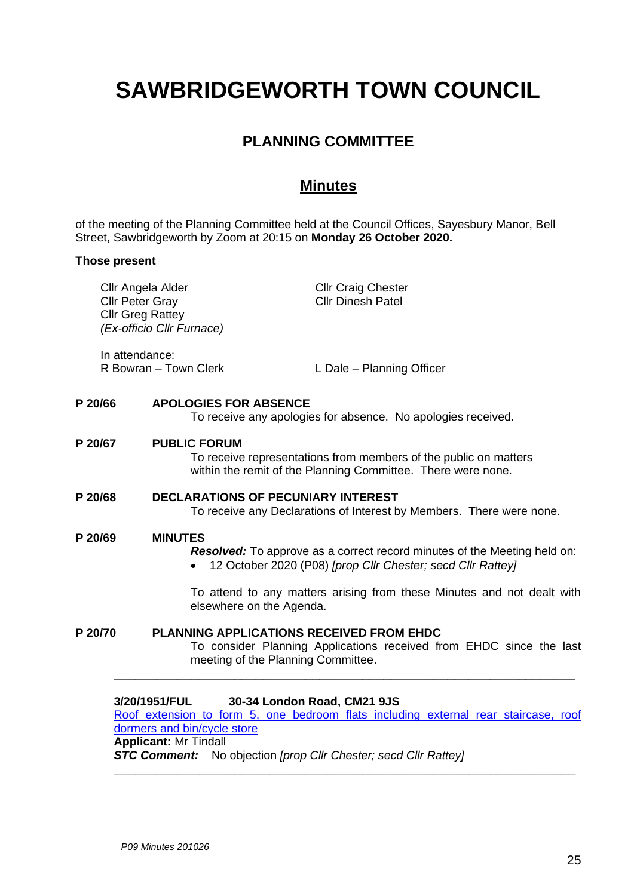# SAWBRIDGEWORTH TOWN COUNCIL

## PLANNING COMMITTEE

## Minutes

of the meeting of the Planning Committee held at the Council Offices, Sayesbury Manor, Bell Street, Sawbridgeworth by Zoom at 20:15 on **Monday 26 October 2020.**

**Those present**

Cllr Angela Alder
Cllr Peter Gray
Cllr Greg Rattey
*(Ex-officio Cllr Furnace)*
Cllr Craig Chester
Cllr Dinesh Patel

In attendance:
R Bowran – Town Clerk
L Dale – Planning Officer

**P 20/66 APOLOGIES FOR ABSENCE**

To receive any apologies for absence. No apologies received.

**P 20/67 PUBLIC FORUM**

To receive representations from members of the public on matters within the remit of the Planning Committee. There were none.

**P 20/68 DECLARATIONS OF PECUNIARY INTEREST**

To receive any Declarations of Interest by Members. There were none.

**P 20/69 MINUTES**

***Resolved:*** To approve as a correct record minutes of the Meeting held on:

- 12 October 2020 (P08) *[prop Cllr Chester; secd Cllr Rattey]*

To attend to any matters arising from these Minutes and not dealt with elsewhere on the Agenda.

**P 20/70 PLANNING APPLICATIONS RECEIVED FROM EHDC**

To consider Planning Applications received from EHDC since the last meeting of the Planning Committee.

---

**3/20/1951/FUL 30-34 London Road, CM21 9JS**
Roof extension to form 5, one bedroom flats including external rear staircase, roof dormers and bin/cycle store
**Applicant:** Mr Tindall
***STC Comment:*** No objection *[prop Cllr Chester; secd Cllr Rattey]*

---

*P09 Minutes 201026*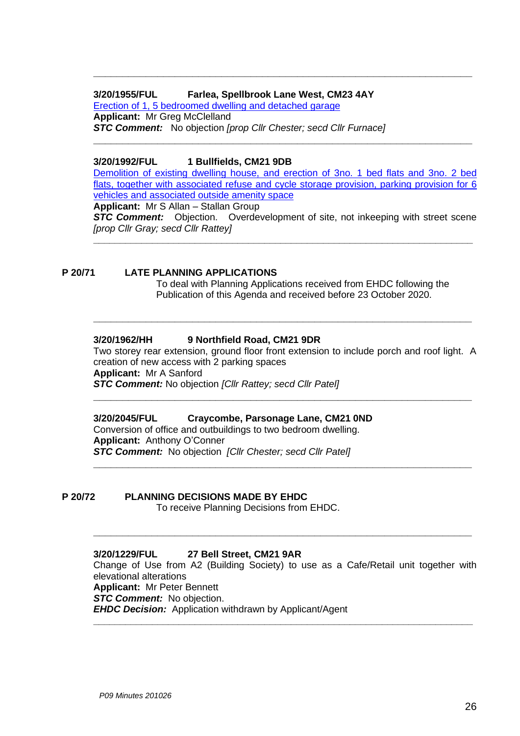---

**3/20/1955/FUL Farlea, Spellbrook Lane West, CM23 4AY**

Erection of 1, 5 bedroomed dwelling and detached garage

**Applicant:** Mr Greg McClelland

***STC Comment:*** No objection *[prop Cllr Chester; secd Cllr Furnace]*

---

**3/20/1992/FUL 1 Bullfields, CM21 9DB**

Demolition of existing dwelling house, and erection of 3no. 1 bed flats and 3no. 2 bed flats, together with associated refuse and cycle storage provision, parking provision for 6 vehicles and associated outside amenity space

**Applicant:** Mr S Allan – Stallan Group

***STC Comment:*** Objection. Overdevelopment of site, not inkeeping with street scene *[prop Cllr Gray; secd Cllr Rattey]*

---

**P 20/71 LATE PLANNING APPLICATIONS**

To deal with Planning Applications received from EHDC following the Publication of this Agenda and received before 23 October 2020.

---

**3/20/1962/HH 9 Northfield Road, CM21 9DR**

Two storey rear extension, ground floor front extension to include porch and roof light. A creation of new access with 2 parking spaces

**Applicant:** Mr A Sanford

***STC Comment:*** No objection *[Cllr Rattey; secd Cllr Patel]*

---

**3/20/2045/FUL Craycombe, Parsonage Lane, CM21 0ND**

Conversion of office and outbuildings to two bedroom dwelling.

**Applicant:** Anthony O'Conner

***STC Comment:*** No objection *[Cllr Chester; secd Cllr Patel]*

---

**P 20/72 PLANNING DECISIONS MADE BY EHDC**

To receive Planning Decisions from EHDC.

---

**3/20/1229/FUL 27 Bell Street, CM21 9AR**

Change of Use from A2 (Building Society) to use as a Cafe/Retail unit together with elevational alterations

**Applicant:** Mr Peter Bennett

***STC Comment:*** No objection.

***EHDC Decision:*** Application withdrawn by Applicant/Agent

---

*P09 Minutes 201026*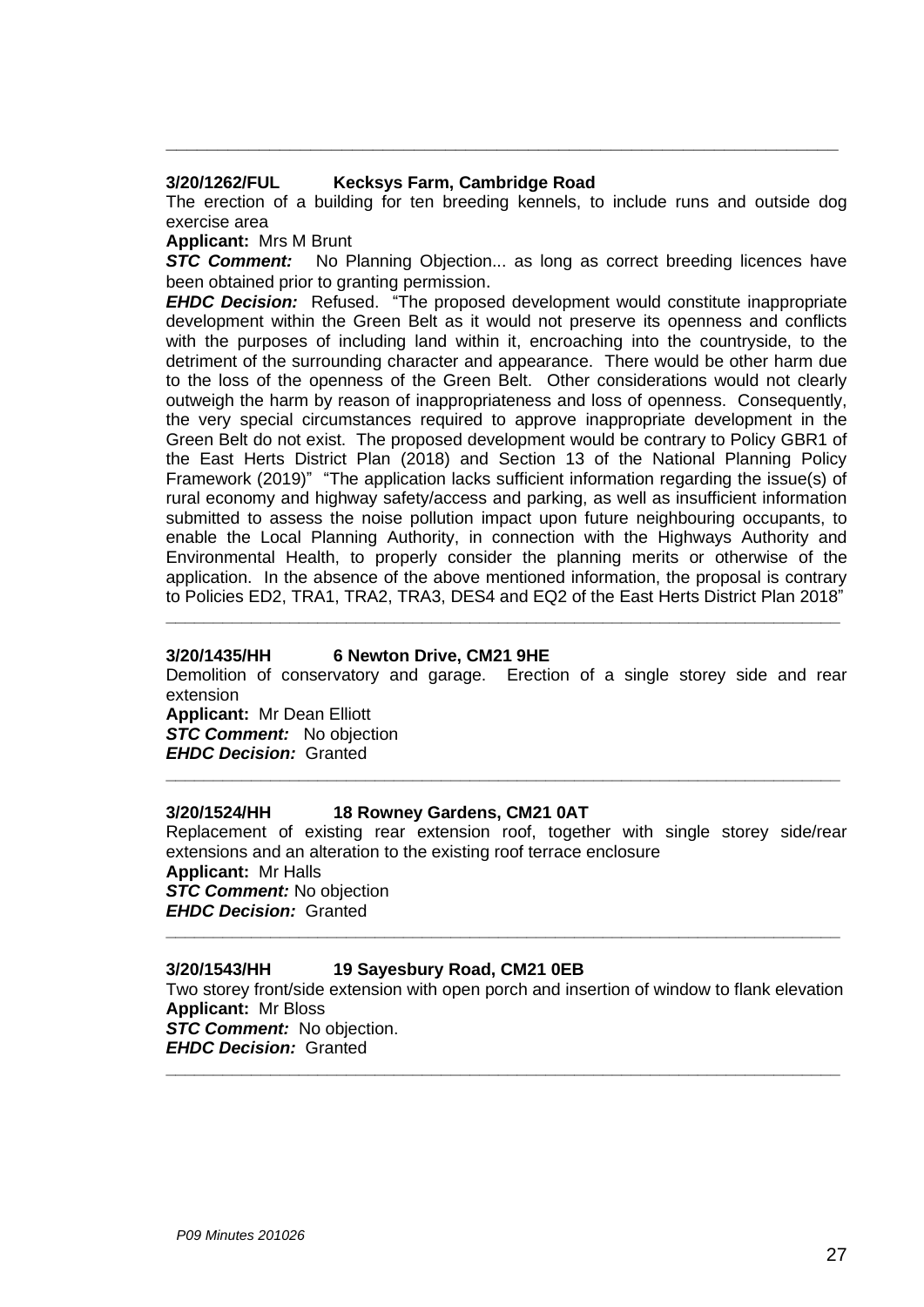---

**3/20/1262/FUL  Kecksys Farm, Cambridge Road**

The erection of a building for ten breeding kennels, to include runs and outside dog exercise area

**Applicant:** Mrs M Brunt

***STC Comment:*** No Planning Objection... as long as correct breeding licences have been obtained prior to granting permission.

***EHDC Decision:*** Refused. "The proposed development would constitute inappropriate development within the Green Belt as it would not preserve its openness and conflicts with the purposes of including land within it, encroaching into the countryside, to the detriment of the surrounding character and appearance. There would be other harm due to the loss of the openness of the Green Belt. Other considerations would not clearly outweigh the harm by reason of inappropriateness and loss of openness. Consequently, the very special circumstances required to approve inappropriate development in the Green Belt do not exist. The proposed development would be contrary to Policy GBR1 of the East Herts District Plan (2018) and Section 13 of the National Planning Policy Framework (2019)" "The application lacks sufficient information regarding the issue(s) of rural economy and highway safety/access and parking, as well as insufficient information submitted to assess the noise pollution impact upon future neighbouring occupants, to enable the Local Planning Authority, in connection with the Highways Authority and Environmental Health, to properly consider the planning merits or otherwise of the application. In the absence of the above mentioned information, the proposal is contrary to Policies ED2, TRA1, TRA2, TRA3, DES4 and EQ2 of the East Herts District Plan 2018"

---

**3/20/1435/HH  6 Newton Drive, CM21 9HE**

Demolition of conservatory and garage. Erection of a single storey side and rear extension

**Applicant:** Mr Dean Elliott

***STC Comment:*** No objection

***EHDC Decision:*** Granted

---

**3/20/1524/HH  18 Rowney Gardens, CM21 0AT**

Replacement of existing rear extension roof, together with single storey side/rear extensions and an alteration to the existing roof terrace enclosure

**Applicant:** Mr Halls

***STC Comment:*** No objection

***EHDC Decision:*** Granted

---

**3/20/1543/HH  19 Sayesbury Road, CM21 0EB**

Two storey front/side extension with open porch and insertion of window to flank elevation

**Applicant:** Mr Bloss

***STC Comment:*** No objection.

***EHDC Decision:*** Granted

---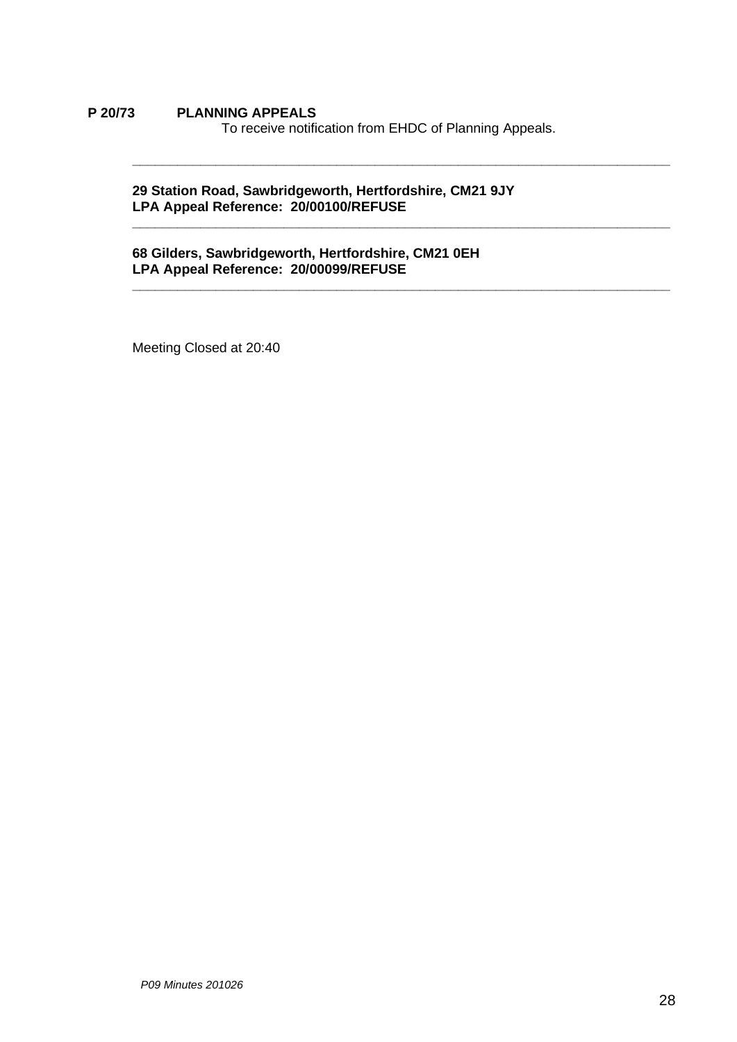**P 20/73 PLANNING APPEALS**

To receive notification from EHDC of Planning Appeals.

---

**29 Station Road, Sawbridgeworth, Hertfordshire, CM21 9JY**
**LPA Appeal Reference: 20/00100/REFUSE**

---

**68 Gilders, Sawbridgeworth, Hertfordshire, CM21 0EH**
**LPA Appeal Reference: 20/00099/REFUSE**

---

Meeting Closed at 20:40